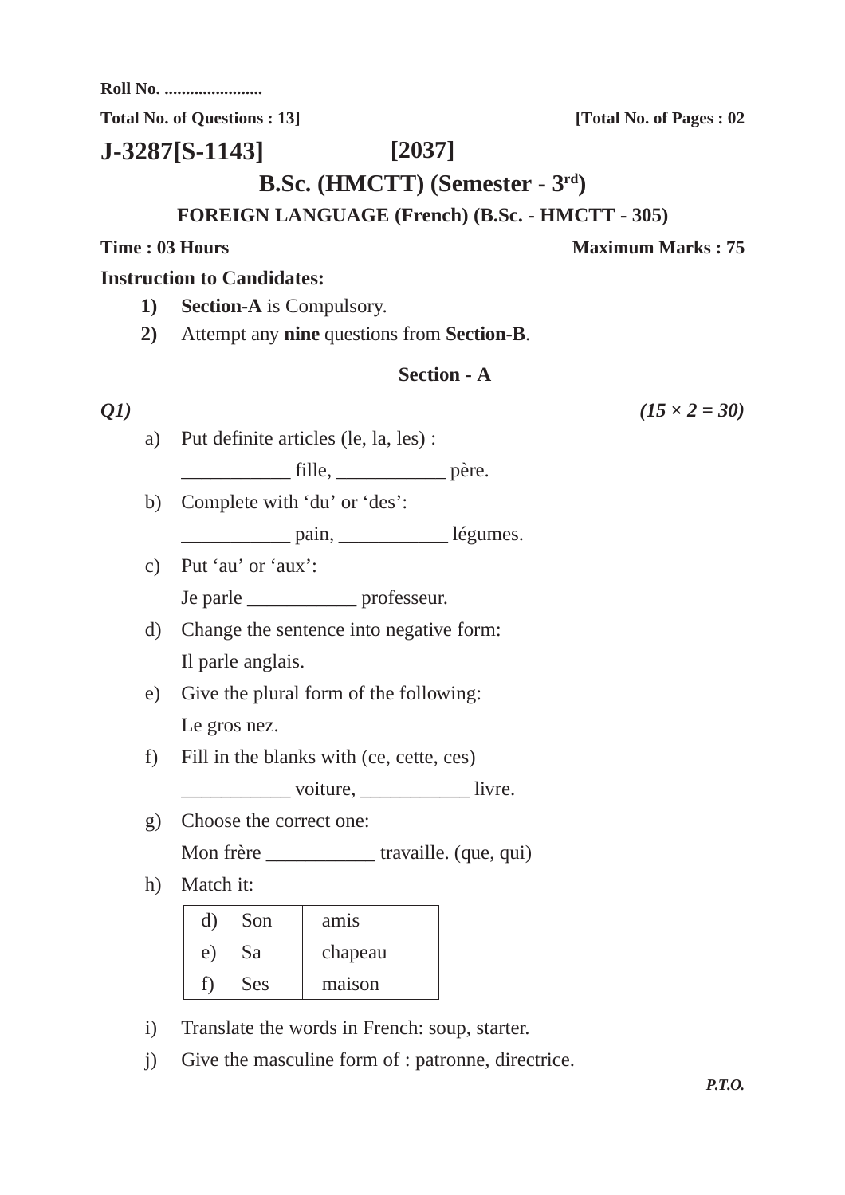Roll No. .......................

**Total No. of Questions : 13]** **[Total No. of Pages : 02**

# J-3287[S-1143] [2037]

## B.Sc. (HMCTT) (Semester - 3rd)

### FOREIGN LANGUAGE (French) (B.Sc. - HMCTT - 305)

**Time : 03 Hours** **Maximum Marks : 75**

**Instruction to Candidates:**

1) **Section-A** is Compulsory.
2) Attempt any **nine** questions from **Section-B**.

### Section - A

***Q1)*** ***(15 × 2 = 30)***

a) Put definite articles (le, la, les) :

___________ fille, ___________ père.

b) Complete with 'du' or 'des':

___________ pain, ___________ légumes.

c) Put 'au' or 'aux':

Je parle ___________ professeur.

d) Change the sentence into negative form:

Il parle anglais.

e) Give the plural form of the following:

Le gros nez.

f) Fill in the blanks with (ce, cette, ces)

___________ voiture, ___________ livre.

g) Choose the correct one:

Mon frère ___________ travaille. (que, qui)

h) Match it:

| | |
|---|---|
| d) Son | amis |
| e) Sa | chapeau |
| f) Ses | maison |

i) Translate the words in French: soup, starter.

j) Give the masculine form of : patronne, directrice.

***P.T.O.***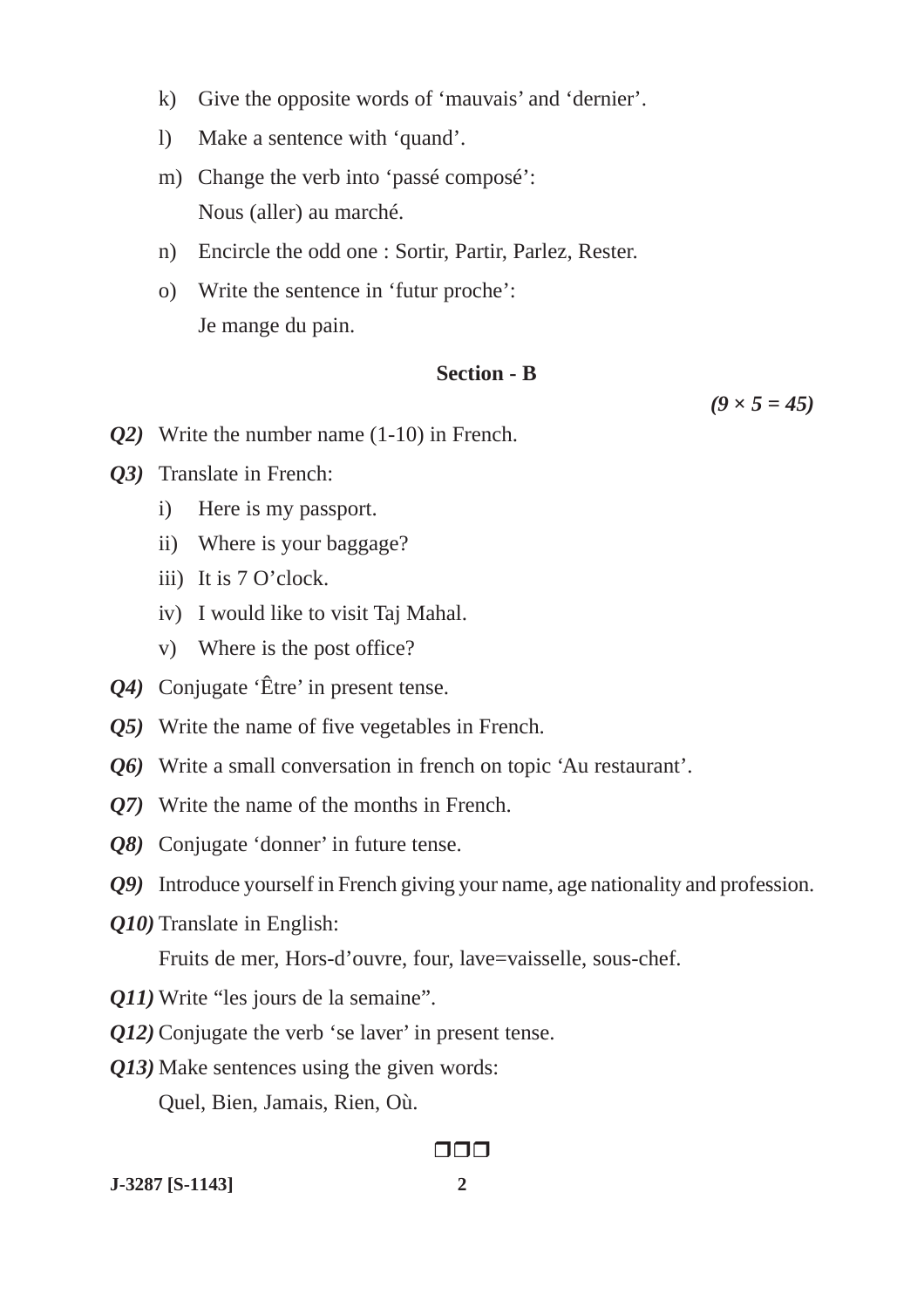k) Give the opposite words of ‘mauvais’ and ‘dernier’.

l) Make a sentence with ‘quand’.

m) Change the verb into ‘passé composé’:
   Nous (aller) au marché.

n) Encircle the odd one : Sortir, Partir, Parlez, Rester.

o) Write the sentence in ‘futur proche’:
   Je mange du pain.

**Section - B**

***(9 × 5 = 45)***

***Q2)*** Write the number name (1-10) in French.

***Q3)*** Translate in French:

i) Here is my passport.

ii) Where is your baggage?

iii) It is 7 O’clock.

iv) I would like to visit Taj Mahal.

v) Where is the post office?

***Q4)*** Conjugate ‘Être’ in present tense.

***Q5)*** Write the name of five vegetables in French.

***Q6)*** Write a small conversation in french on topic ‘Au restaurant’.

***Q7)*** Write the name of the months in French.

***Q8)*** Conjugate ‘donner’ in future tense.

***Q9)*** Introduce yourself in French giving your name, age nationality and profession.

***Q10)*** Translate in English:

Fruits de mer, Hors-d’ouvre, four, lave=vaisselle, sous-chef.

***Q11)*** Write “les jours de la semaine”.

***Q12)*** Conjugate the verb ‘se laver’ in present tense.

***Q13)*** Make sentences using the given words:

Quel, Bien, Jamais, Rien, Où.

❒❒❒

**J-3287 [S-1143]**